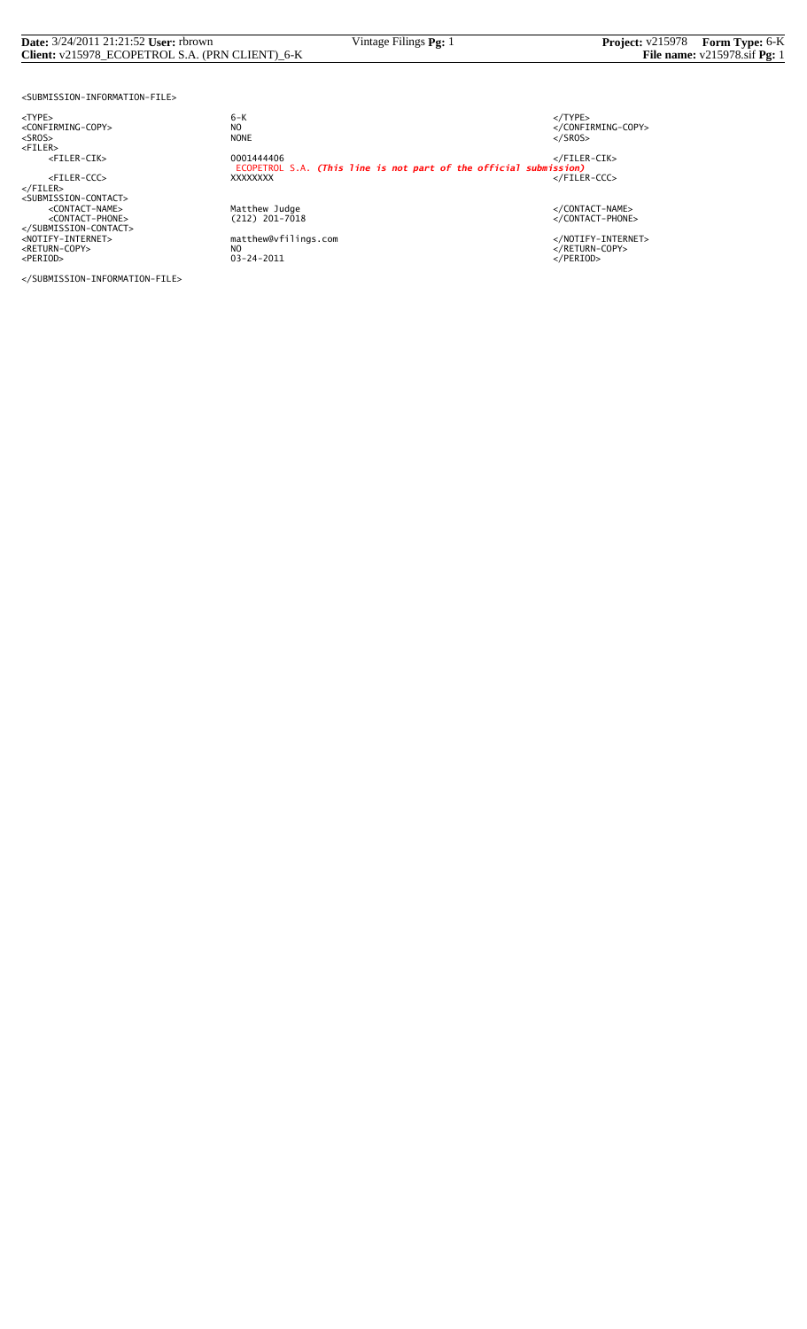```
<SUBMISSION-INFORMATION-FILE>

<TYPE>                      6-K                                                          </TYPE>
<CONFIRMING-COPY>           NO                                                           </CONFIRMING-COPY>
<SROS>                      NONE                                                         </SROS>
<FILER>
     <FILER-CIK>            0001444406                                                   </FILER-CIK>
                            ECOPETROL S.A. (This line is not part of the official submission)
     <FILER-CCC>            XXXXXXXX                                                     </FILER-CCC>
</FILER>
<SUBMISSION-CONTACT>
     <CONTACT-NAME>         Matthew Judge                                                </CONTACT-NAME>
     <CONTACT-PHONE>        (212) 201-7018                                               </CONTACT-PHONE>
</SUBMISSION-CONTACT>
<NOTIFY-INTERNET>           matthew@vfilings.com                                         </NOTIFY-INTERNET>
<RETURN-COPY>               NO                                                           </RETURN-COPY>
<PERIOD>                    03-24-2011                                                   </PERIOD>

</SUBMISSION-INFORMATION-FILE>
```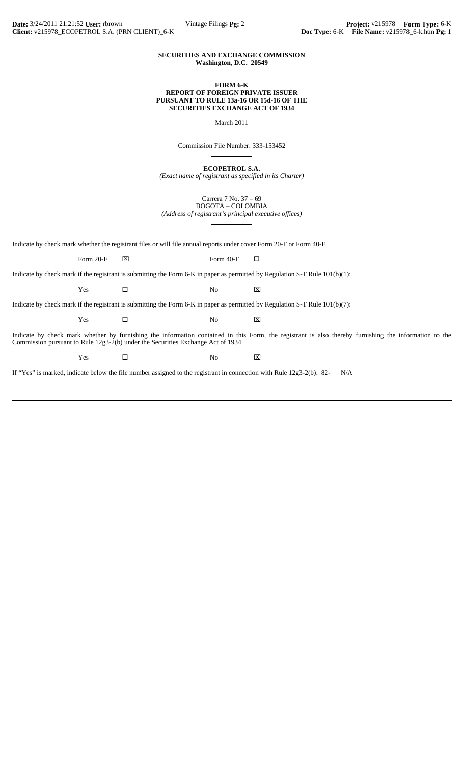**SECURITIES AND EXCHANGE COMMISSION**
**Washington, D.C. 20549**

**FORM 6-K**
**REPORT OF FOREIGN PRIVATE ISSUER**
**PURSUANT TO RULE 13a-16 OR 15d-16 OF THE**
**SECURITIES EXCHANGE ACT OF 1934**

March 2011

Commission File Number: 333-153452

**ECOPETROL S.A.**
*(Exact name of registrant as specified in its Charter)*

Carrera 7 No. 37 – 69
BOGOTA – COLOMBIA
*(Address of registrant's principal executive offices)*

Indicate by check mark whether the registrant files or will file annual reports under cover Form 20-F or Form 40-F.

Form 20-F ☒ Form 40-F ☐

Indicate by check mark if the registrant is submitting the Form 6-K in paper as permitted by Regulation S-T Rule 101(b)(1):

Yes ☐ No ☒

Indicate by check mark if the registrant is submitting the Form 6-K in paper as permitted by Regulation S-T Rule 101(b)(7):

Yes ☐ No ☒

Indicate by check mark whether by furnishing the information contained in this Form, the registrant is also thereby furnishing the information to the Commission pursuant to Rule 12g3-2(b) under the Securities Exchange Act of 1934.

Yes ☐ No ☒

If "Yes" is marked, indicate below the file number assigned to the registrant in connection with Rule 12g3-2(b): 82- N/A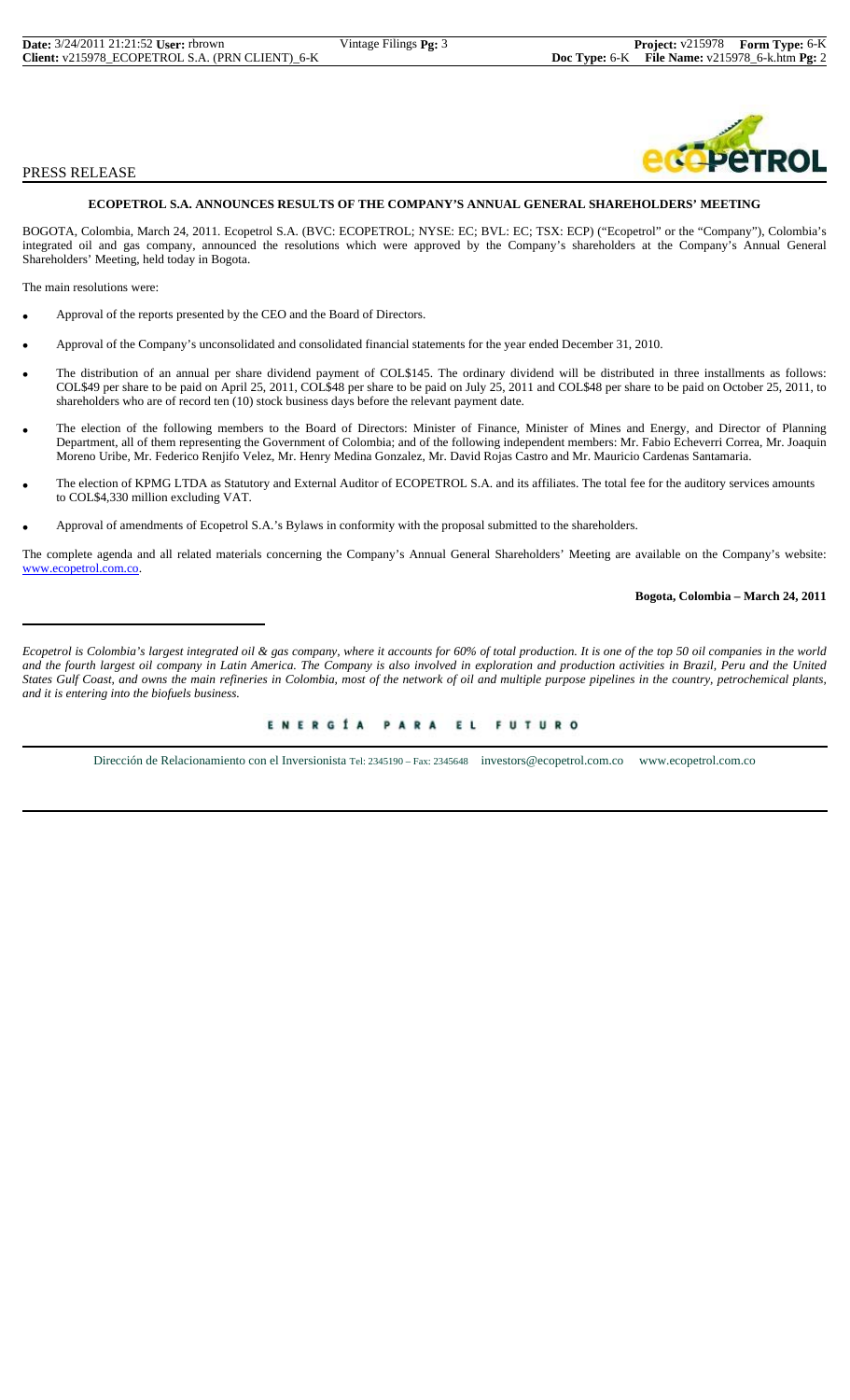PRESS RELEASE

### ECOPETROL S.A. ANNOUNCES RESULTS OF THE COMPANY'S ANNUAL GENERAL SHAREHOLDERS' MEETING

BOGOTA, Colombia, March 24, 2011. Ecopetrol S.A. (BVC: ECOPETROL; NYSE: EC; BVL: EC; TSX: ECP) ("Ecopetrol" or the "Company"), Colombia's integrated oil and gas company, announced the resolutions which were approved by the Company's shareholders at the Company's Annual General Shareholders' Meeting, held today in Bogota.

The main resolutions were:

- Approval of the reports presented by the CEO and the Board of Directors.
- Approval of the Company's unconsolidated and consolidated financial statements for the year ended December 31, 2010.
- The distribution of an annual per share dividend payment of COL$145. The ordinary dividend will be distributed in three installments as follows: COL$49 per share to be paid on April 25, 2011, COL$48 per share to be paid on July 25, 2011 and COL$48 per share to be paid on October 25, 2011, to shareholders who are of record ten (10) stock business days before the relevant payment date.
- The election of the following members to the Board of Directors: Minister of Finance, Minister of Mines and Energy, and Director of Planning Department, all of them representing the Government of Colombia; and of the following independent members: Mr. Fabio Echeverri Correa, Mr. Joaquin Moreno Uribe, Mr. Federico Renjifo Velez, Mr. Henry Medina Gonzalez, Mr. David Rojas Castro and Mr. Mauricio Cardenas Santamaria.
- The election of KPMG LTDA as Statutory and External Auditor of ECOPETROL S.A. and its affiliates. The total fee for the auditory services amounts to COL$4,330 million excluding VAT.
- Approval of amendments of Ecopetrol S.A.'s Bylaws in conformity with the proposal submitted to the shareholders.

The complete agenda and all related materials concerning the Company's Annual General Shareholders' Meeting are available on the Company's website: www.ecopetrol.com.co.

**Bogota, Colombia – March 24, 2011**

---

*Ecopetrol is Colombia's largest integrated oil & gas company, where it accounts for 60% of total production. It is one of the top 50 oil companies in the world and the fourth largest oil company in Latin America. The Company is also involved in exploration and production activities in Brazil, Peru and the United States Gulf Coast, and owns the main refineries in Colombia, most of the network of oil and multiple purpose pipelines in the country, petrochemical plants, and it is entering into the biofuels business.*

ENERGÍA PARA EL FUTURO

Dirección de Relacionamiento con el Inversionista Tel: 2345190 – Fax: 2345648 investors@ecopetrol.com.co www.ecopetrol.com.co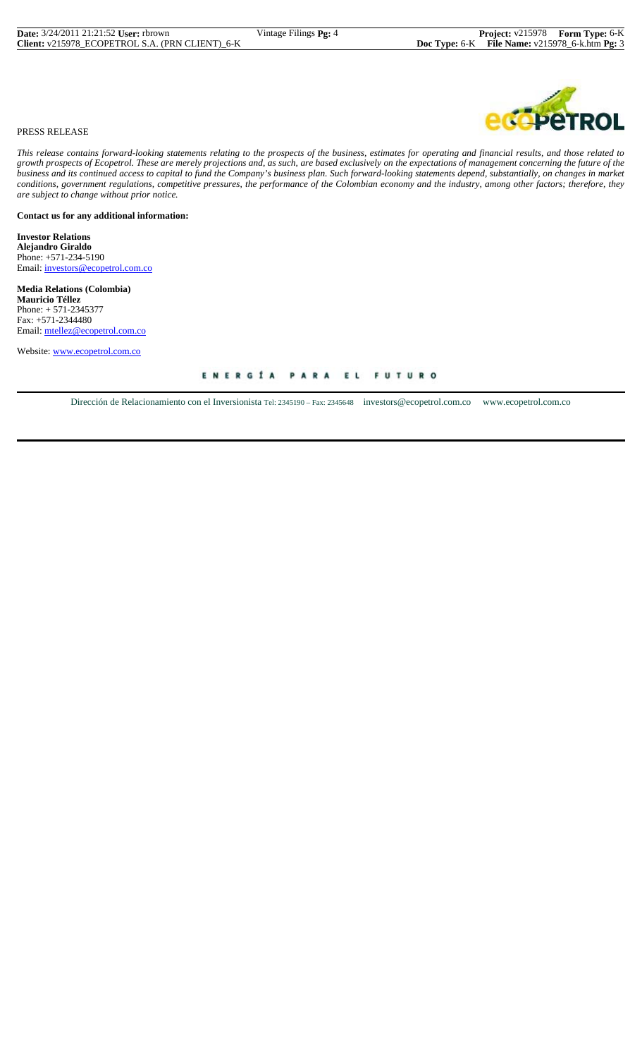PRESS RELEASE

*This release contains forward-looking statements relating to the prospects of the business, estimates for operating and financial results, and those related to growth prospects of Ecopetrol. These are merely projections and, as such, are based exclusively on the expectations of management concerning the future of the business and its continued access to capital to fund the Company's business plan. Such forward-looking statements depend, substantially, on changes in market conditions, government regulations, competitive pressures, the performance of the Colombian economy and the industry, among other factors; therefore, they are subject to change without prior notice.*

**Contact us for any additional information:**

**Investor Relations**
**Alejandro Giraldo**
Phone: +571-234-5190
Email: investors@ecopetrol.com.co

**Media Relations (Colombia)**
**Mauricio Téllez**
Phone: + 571-2345377
Fax: +571-2344480
Email: mtellez@ecopetrol.com.co

Website: www.ecopetrol.com.co

ENERGÍA PARA EL FUTURO

Dirección de Relacionamiento con el Inversionista Tel: 2345190 – Fax: 2345648 investors@ecopetrol.com.co www.ecopetrol.com.co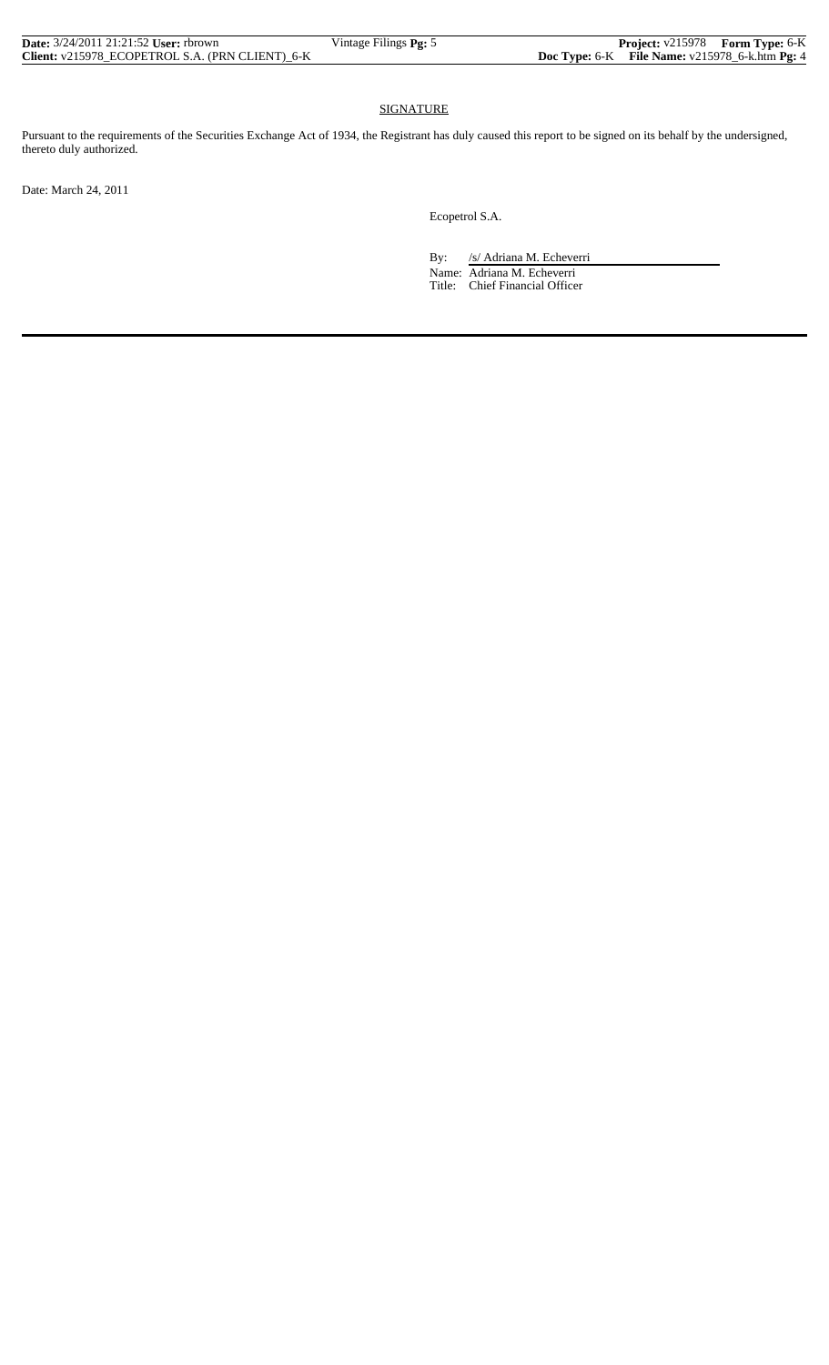## SIGNATURE

Pursuant to the requirements of the Securities Exchange Act of 1934, the Registrant has duly caused this report to be signed on its behalf by the undersigned, thereto duly authorized.

Date: March 24, 2011

Ecopetrol S.A.

By: /s/ Adriana M. Echeverri

Name: Adriana M. Echeverri

Title: Chief Financial Officer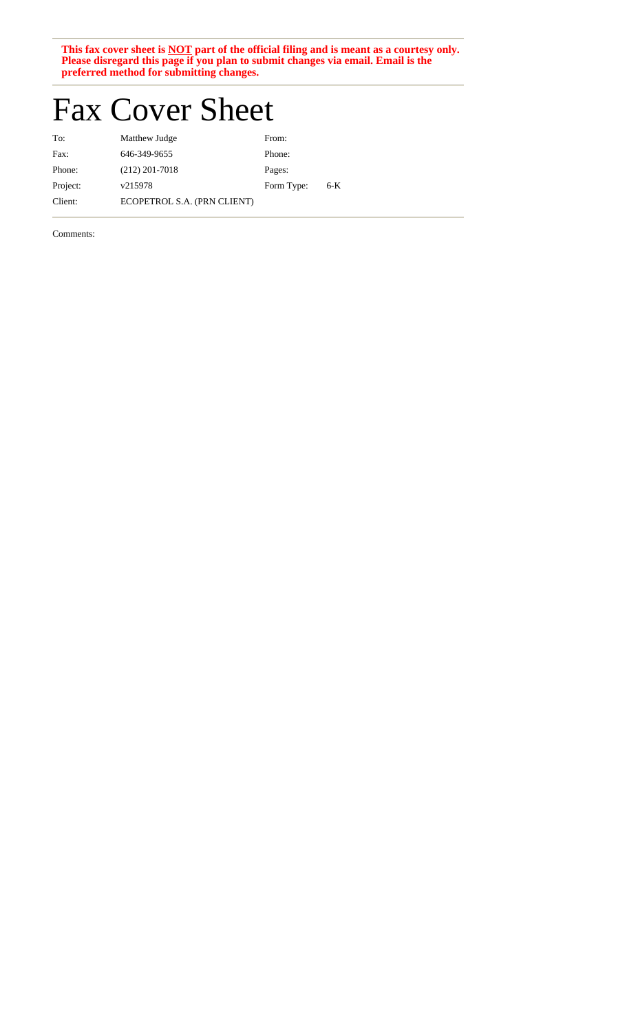**This fax cover sheet is NOT part of the official filing and is meant as a courtesy only. Please disregard this page if you plan to submit changes via email. Email is the preferred method for submitting changes.**

# Fax Cover Sheet

| | | | |
|---|---|---|---|
| To: | Matthew Judge | From: | |
| Fax: | 646-349-9655 | Phone: | |
| Phone: | (212) 201-7018 | Pages: | |
| Project: | v215978 | Form Type: | 6-K |
| Client: | ECOPETROL S.A. (PRN CLIENT) | | |

Comments: